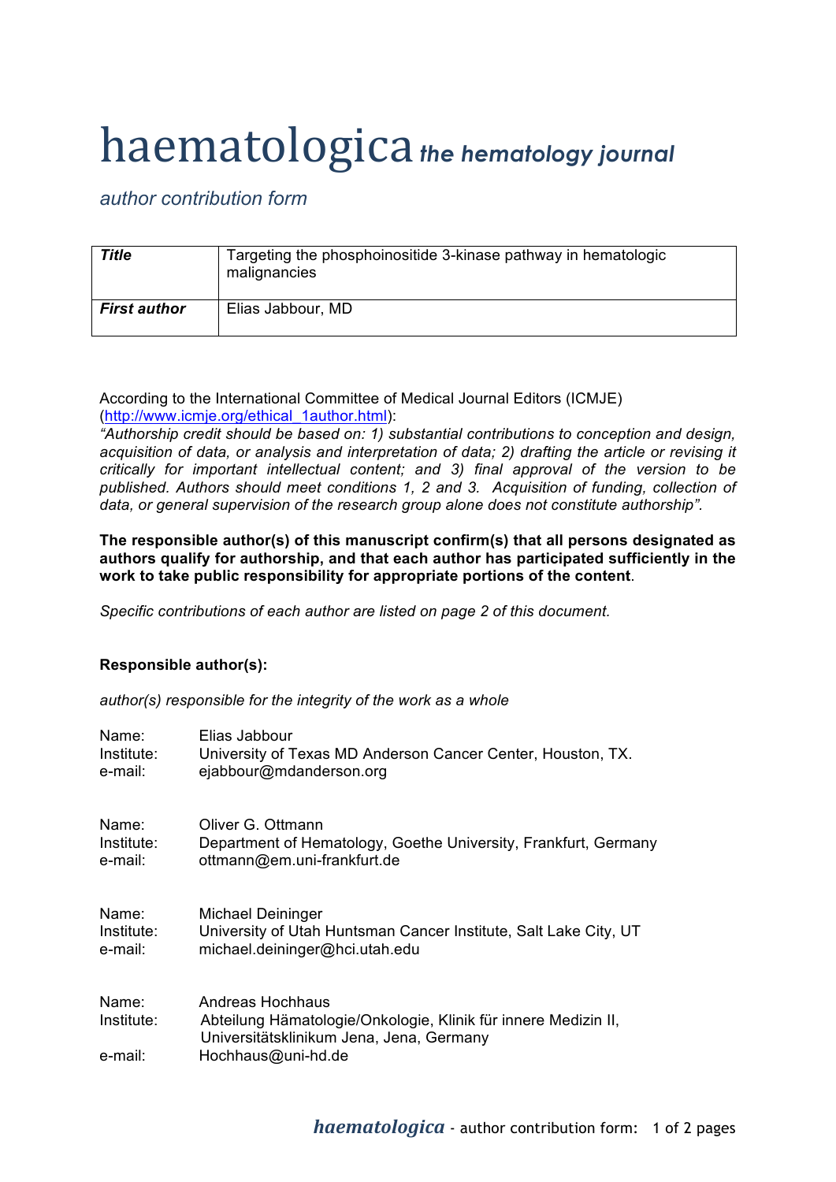# haematologica *the hematology journal*

*author contribution form*

| | |
|---|---|
| ***Title*** | Targeting the phosphoinositide 3-kinase pathway in hematologic malignancies |
| ***First author*** | Elias Jabbour, MD |

According to the International Committee of Medical Journal Editors (ICMJE) (http://www.icmje.org/ethical_1author.html):
*"Authorship credit should be based on: 1) substantial contributions to conception and design, acquisition of data, or analysis and interpretation of data; 2) drafting the article or revising it critically for important intellectual content; and 3) final approval of the version to be published. Authors should meet conditions 1, 2 and 3. Acquisition of funding, collection of data, or general supervision of the research group alone does not constitute authorship".*

**The responsible author(s) of this manuscript confirm(s) that all persons designated as authors qualify for authorship, and that each author has participated sufficiently in the work to take public responsibility for appropriate portions of the content**.

*Specific contributions of each author are listed on page 2 of this document.*

**Responsible author(s):**

*author(s) responsible for the integrity of the work as a whole*

Name: Elias Jabbour
Institute: University of Texas MD Anderson Cancer Center, Houston, TX.
e-mail: ejabbour@mdanderson.org

Name: Oliver G. Ottmann
Institute: Department of Hematology, Goethe University, Frankfurt, Germany
e-mail: ottmann@em.uni-frankfurt.de

Name: Michael Deininger
Institute: University of Utah Huntsman Cancer Institute, Salt Lake City, UT
e-mail: michael.deininger@hci.utah.edu

Name: Andreas Hochhaus
Institute: Abteilung Hämatologie/Onkologie, Klinik für innere Medizin II, Universitätsklinikum Jena, Jena, Germany
e-mail: Hochhaus@uni-hd.de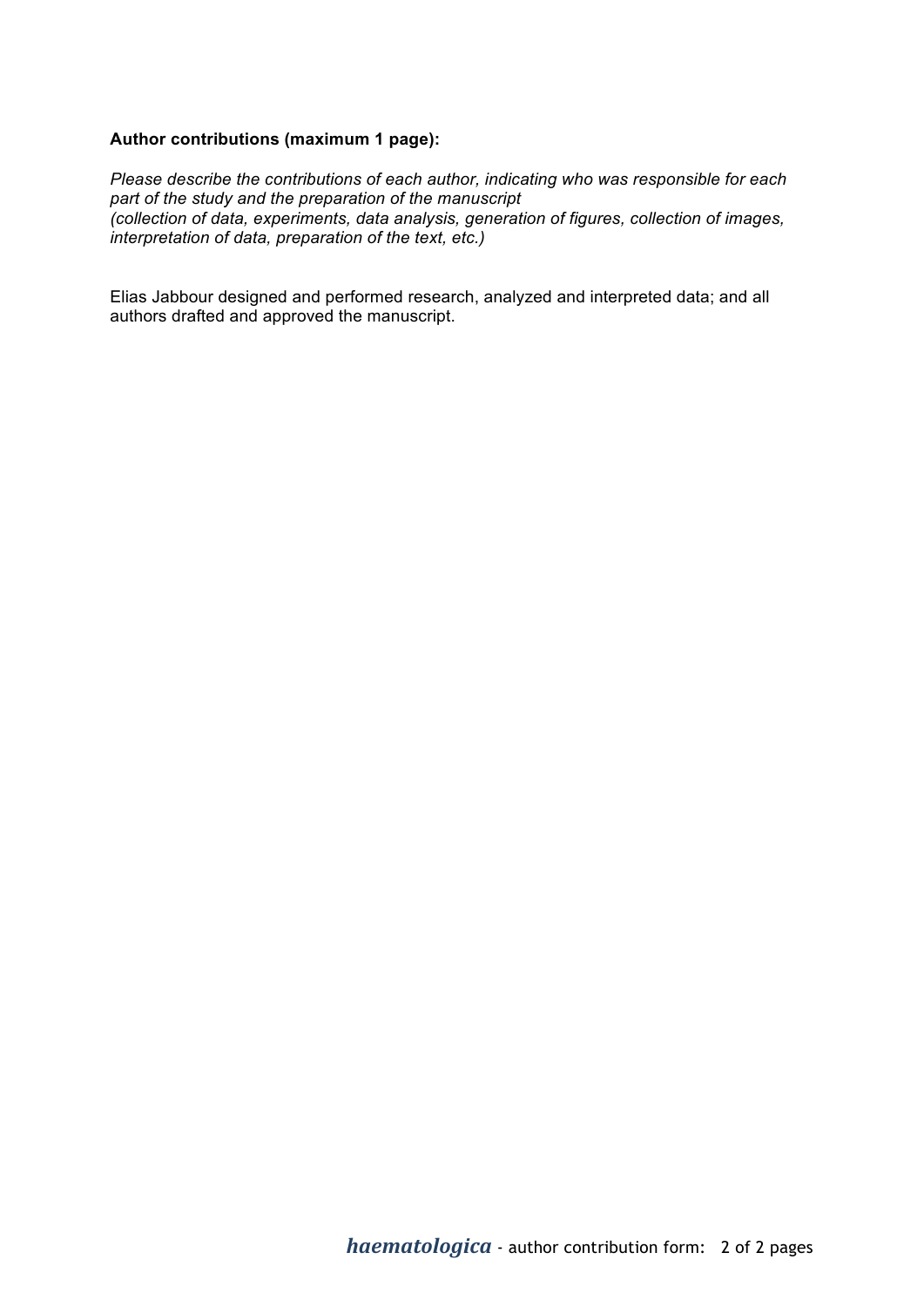**Author contributions (maximum 1 page):**

*Please describe the contributions of each author, indicating who was responsible for each part of the study and the preparation of the manuscript (collection of data, experiments, data analysis, generation of figures, collection of images, interpretation of data, preparation of the text, etc.)*

Elias Jabbour designed and performed research, analyzed and interpreted data; and all authors drafted and approved the manuscript.